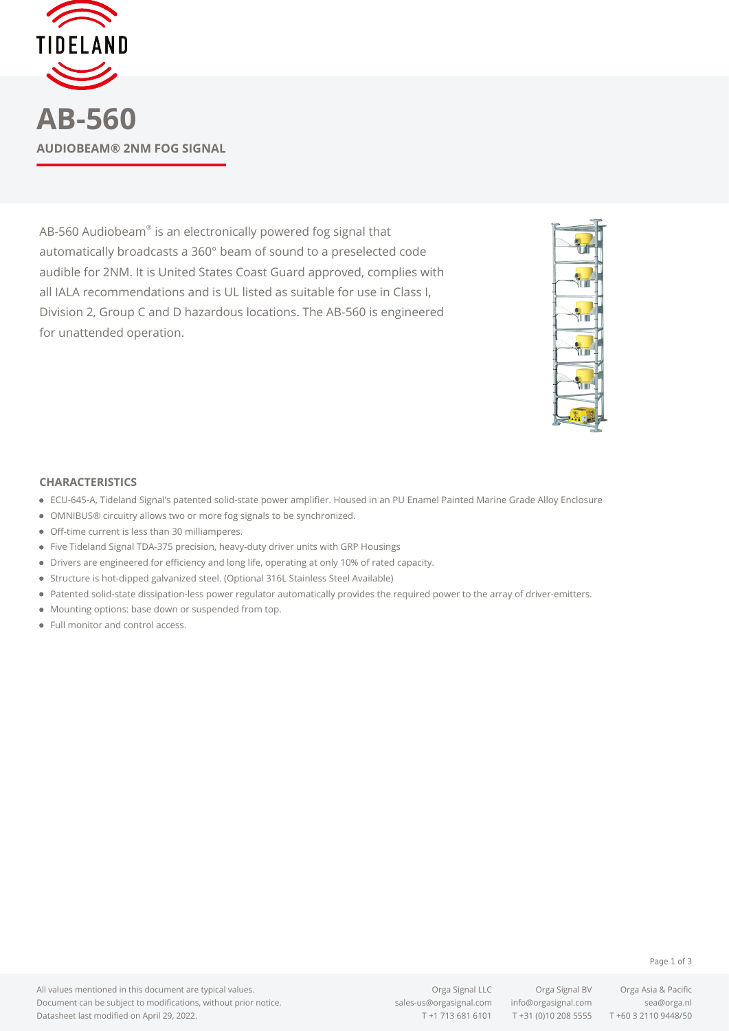# AB-560

**AUDIOBEAM® 2NM FOG SIGNAL**

AB-560 Audiobeam® is an electronically powered fog signal that automatically broadcasts a 360° beam of sound to a preselected code audible for 2NM. It is United States Coast Guard approved, complies with all IALA recommendations and is UL listed as suitable for use in Class I, Division 2, Group C and D hazardous locations. The AB-560 is engineered for unattended operation.

## CHARACTERISTICS

- ECU-645-A, Tideland Signal's patented solid-state power amplifier. Housed in an PU Enamel Painted Marine Grade Alloy Enclosure
- OMNIBUS® circuitry allows two or more fog signals to be synchronized.
- Off-time current is less than 30 milliamperes.
- Five Tideland Signal TDA-375 precision, heavy-duty driver units with GRP Housings
- Drivers are engineered for efficiency and long life, operating at only 10% of rated capacity.
- Structure is hot-dipped galvanized steel. (Optional 316L Stainless Steel Available)
- Patented solid-state dissipation-less power regulator automatically provides the required power to the array of driver-emitters.
- Mounting options: base down or suspended from top.
- Full monitor and control access.

All values mentioned in this document are typical values.
Document can be subject to modifications, without prior notice.
Datasheet last modified on April 29, 2022.

| Orga Signal LLC | Orga Signal BV | Orga Asia & Pacific |
|---|---|---|
| sales-us@orgasignal.com | info@orgasignal.com | sea@orga.nl |
| T +1 713 681 6101 | T +31 (0)10 208 5555 | T +60 3 2110 9448/50 |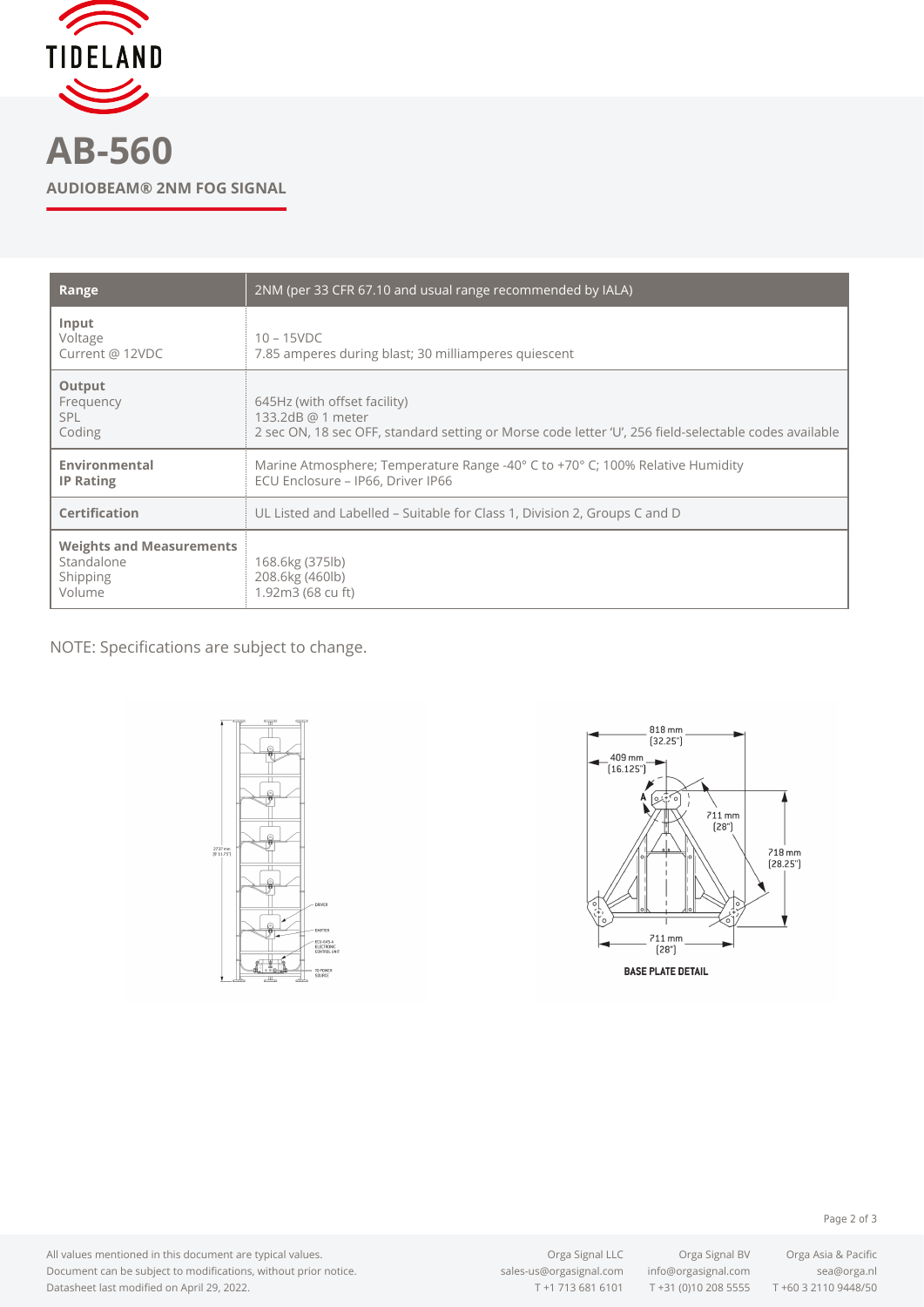# AB-560

**AUDIOBEAM® 2NM FOG SIGNAL**

| **Range** | 2NM (per 33 CFR 67.10 and usual range recommended by IALA) |
|---|---|
| **Input**<br>Voltage<br>Current @ 12VDC | <br>10 – 15VDC<br>7.85 amperes during blast; 30 milliamperes quiescent |
| **Output**<br>Frequency<br>SPL<br>Coding | <br>645Hz (with offset facility)<br>133.2dB @ 1 meter<br>2 sec ON, 18 sec OFF, standard setting or Morse code letter 'U', 256 field-selectable codes available |
| **Environmental**<br>**IP Rating** | Marine Atmosphere; Temperature Range -40° C to +70° C; 100% Relative Humidity<br>ECU Enclosure – IP66, Driver IP66 |
| **Certification** | UL Listed and Labelled – Suitable for Class 1, Division 2, Groups C and D |
| **Weights and Measurements**<br>Standalone<br>Shipping<br>Volume | <br>168.6kg (375lb)<br>208.6kg (460lb)<br>1.92m3 (68 cu ft) |

NOTE: Specifications are subject to change.

818 mm [32.25"]
409 mm [16.125"]
711 mm [28"]
718 mm [28.25"]
711 mm [28"]

BASE PLATE DETAIL

All values mentioned in this document are typical values.
Document can be subject to modifications, without prior notice.
Datasheet last modified on April 29, 2022.

Orga Signal LLC
sales-us@orgasignal.com
T +1 713 681 6101

Orga Signal BV
info@orgasignal.com
T +31 (0)10 208 5555

Orga Asia & Pacific
sea@orga.nl
T +60 3 2110 9448/50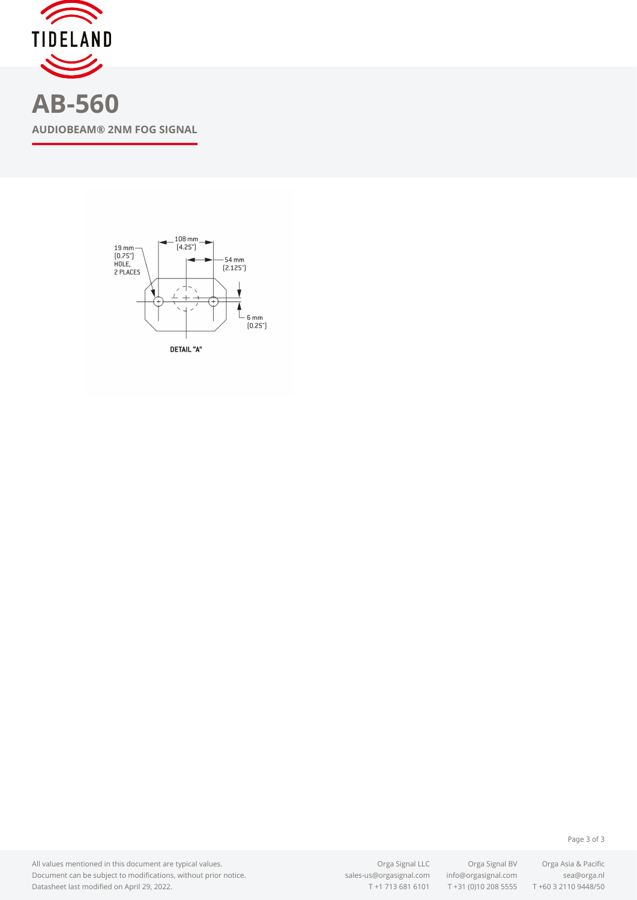# AB-560

**AUDIOBEAM® 2NM FOG SIGNAL**

108 mm
(4.25")

19 mm
(0.75")
HOLE,
2 PLACES

54 mm
(2.125")

6 mm
(0.25")

DETAIL "A"

All values mentioned in this document are typical values.
Document can be subject to modifications, without prior notice.
Datasheet last modified on April 29, 2022.

Orga Signal LLC
sales-us@orgasignal.com
T +1 713 681 6101

Orga Signal BV
info@orgasignal.com
T +31 (0)10 208 5555

Orga Asia & Pacific
sea@orga.nl
T +60 3 2110 9448/50